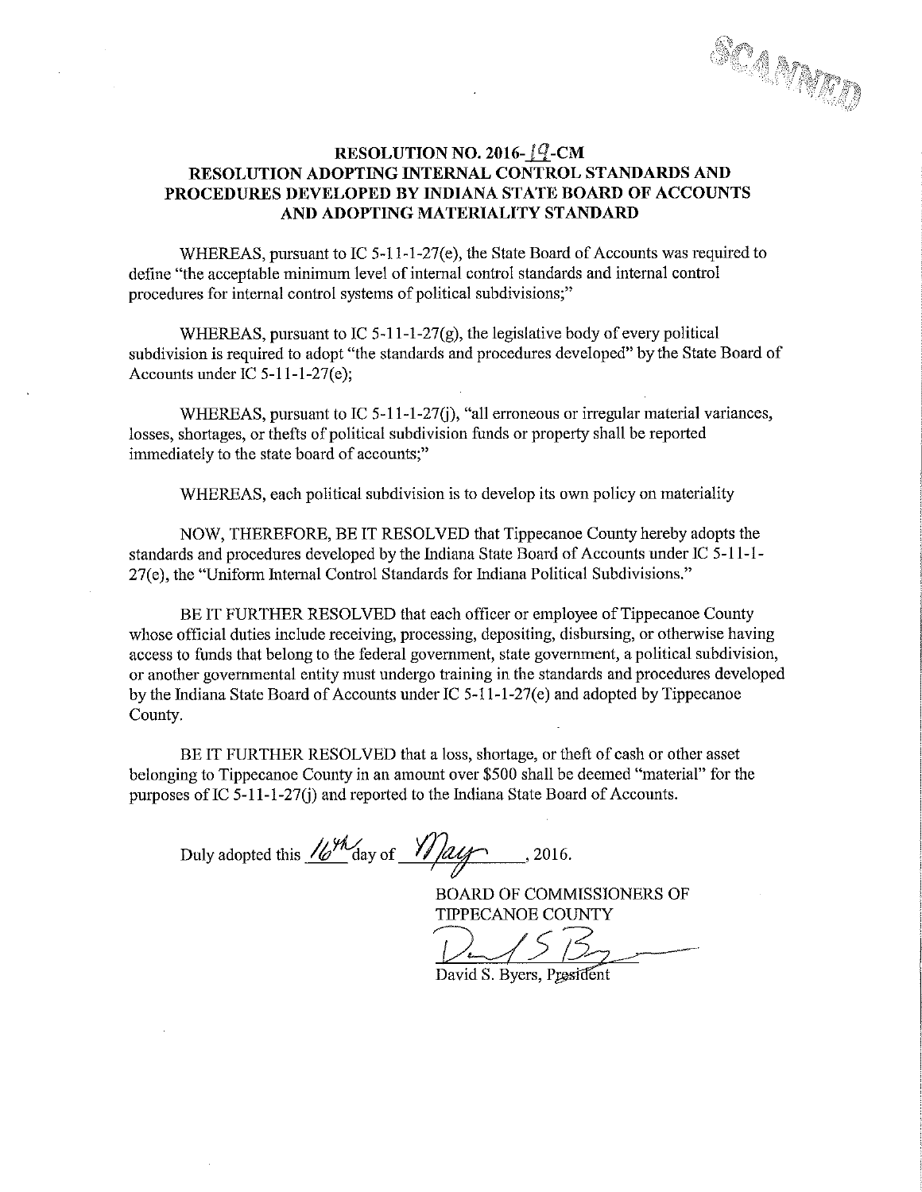# RESOLUTION NO. 2016-19-CM
# RESOLUTION ADOPTING INTERNAL CONTROL STANDARDS AND PROCEDURES DEVELOPED BY INDIANA STATE BOARD OF ACCOUNTS AND ADOPTING MATERIALITY STANDARD

WHEREAS, pursuant to IC 5-11-1-27(e), the State Board of Accounts was required to define "the acceptable minimum level of internal control standards and internal control procedures for internal control systems of political subdivisions;"

WHEREAS, pursuant to IC 5-11-1-27(g), the legislative body of every political subdivision is required to adopt "the standards and procedures developed" by the State Board of Accounts under IC 5-11-1-27(e);

WHEREAS, pursuant to IC 5-11-1-27(j), "all erroneous or irregular material variances, losses, shortages, or thefts of political subdivision funds or property shall be reported immediately to the state board of accounts;"

WHEREAS, each political subdivision is to develop its own policy on materiality

NOW, THEREFORE, BE IT RESOLVED that Tippecanoe County hereby adopts the standards and procedures developed by the Indiana State Board of Accounts under IC 5-11-1-27(e), the "Uniform Internal Control Standards for Indiana Political Subdivisions."

BE IT FURTHER RESOLVED that each officer or employee of Tippecanoe County whose official duties include receiving, processing, depositing, disbursing, or otherwise having access to funds that belong to the federal government, state government, a political subdivision, or another governmental entity must undergo training in the standards and procedures developed by the Indiana State Board of Accounts under IC 5-11-1-27(e) and adopted by Tippecanoe County.

BE IT FURTHER RESOLVED that a loss, shortage, or theft of cash or other asset belonging to Tippecanoe County in an amount over $500 shall be deemed "material" for the purposes of IC 5-11-1-27(j) and reported to the Indiana State Board of Accounts.

Duly adopted this 16th day of May, 2016.

BOARD OF COMMISSIONERS OF
TIPPECANOE COUNTY

David S. Byers, President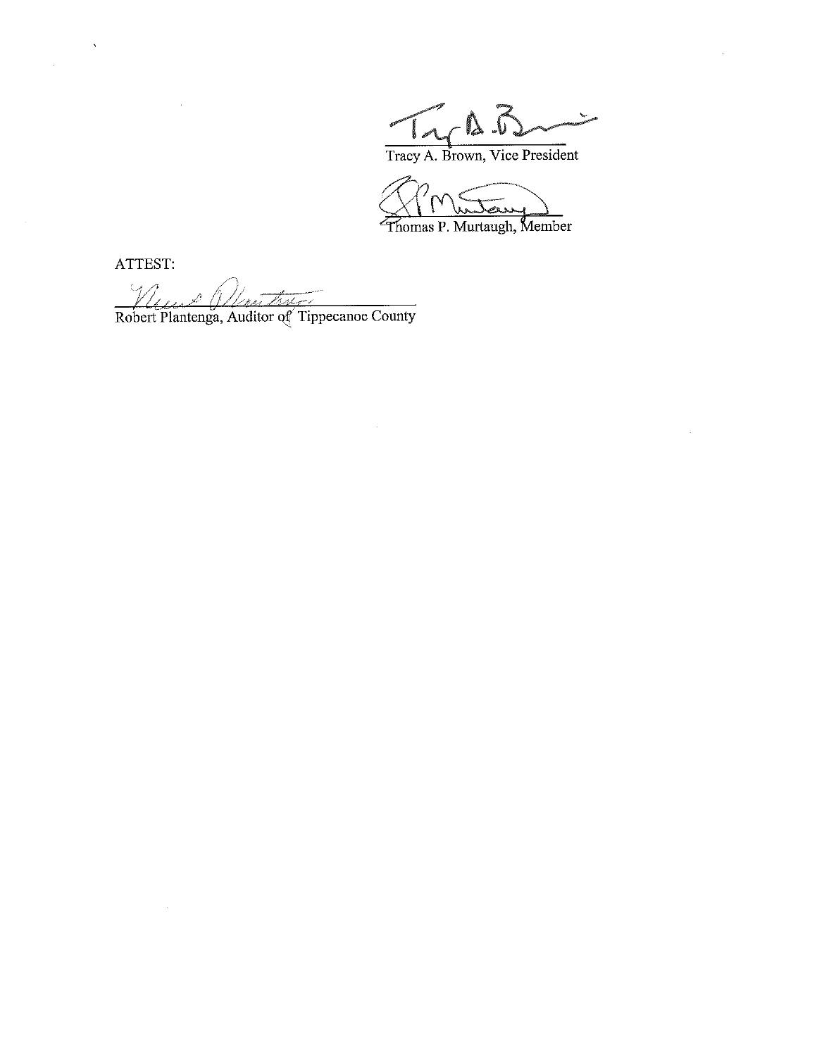Tracy A. Brown, Vice President

Thomas P. Murtaugh, Member

ATTEST:

Robert Plantenga, Auditor of Tippecanoe County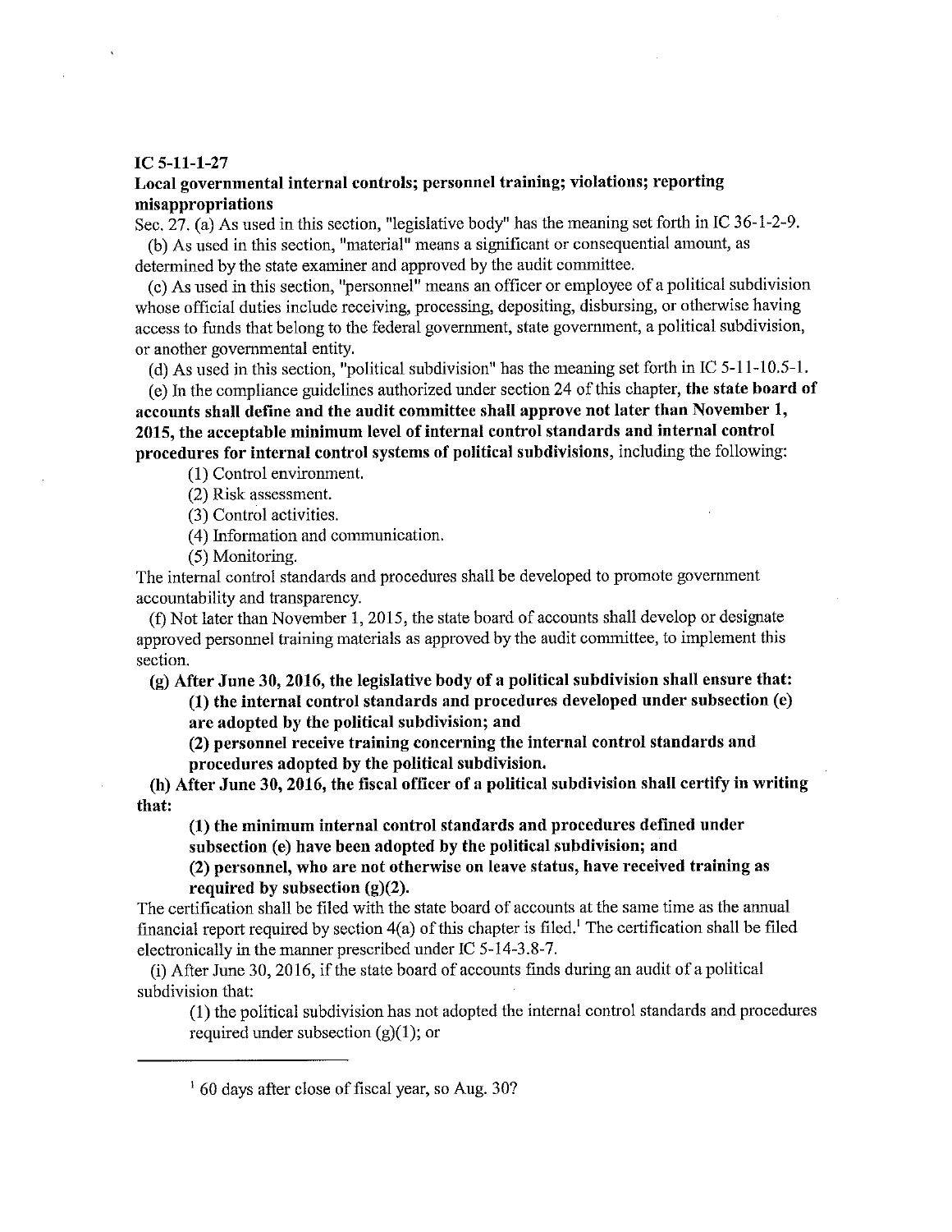**IC 5-11-1-27**

**Local governmental internal controls; personnel training; violations; reporting misappropriations**

Sec. 27. (a) As used in this section, "legislative body" has the meaning set forth in IC 36-1-2-9.

(b) As used in this section, "material" means a significant or consequential amount, as determined by the state examiner and approved by the audit committee.

(c) As used in this section, "personnel" means an officer or employee of a political subdivision whose official duties include receiving, processing, depositing, disbursing, or otherwise having access to funds that belong to the federal government, state government, a political subdivision, or another governmental entity.

(d) As used in this section, "political subdivision" has the meaning set forth in IC 5-11-10.5-1.

(e) In the compliance guidelines authorized under section 24 of this chapter, **the state board of accounts shall define and the audit committee shall approve not later than November 1, 2015, the acceptable minimum level of internal control standards and internal control procedures for internal control systems of political subdivisions**, including the following:

(1) Control environment.

(2) Risk assessment.

(3) Control activities.

(4) Information and communication.

(5) Monitoring.

The internal control standards and procedures shall be developed to promote government accountability and transparency.

(f) Not later than November 1, 2015, the state board of accounts shall develop or designate approved personnel training materials as approved by the audit committee, to implement this section.

**(g) After June 30, 2016, the legislative body of a political subdivision shall ensure that:**

**(1) the internal control standards and procedures developed under subsection (e) are adopted by the political subdivision; and**

**(2) personnel receive training concerning the internal control standards and procedures adopted by the political subdivision.**

**(h) After June 30, 2016, the fiscal officer of a political subdivision shall certify in writing that:**

**(1) the minimum internal control standards and procedures defined under subsection (e) have been adopted by the political subdivision; and**

**(2) personnel, who are not otherwise on leave status, have received training as required by subsection (g)(2).**

The certification shall be filed with the state board of accounts at the same time as the annual financial report required by section 4(a) of this chapter is filed.[1] The certification shall be filed electronically in the manner prescribed under IC 5-14-3.8-7.

(i) After June 30, 2016, if the state board of accounts finds during an audit of a political subdivision that:

(1) the political subdivision has not adopted the internal control standards and procedures required under subsection (g)(1); or

---

[1] 60 days after close of fiscal year, so Aug. 30?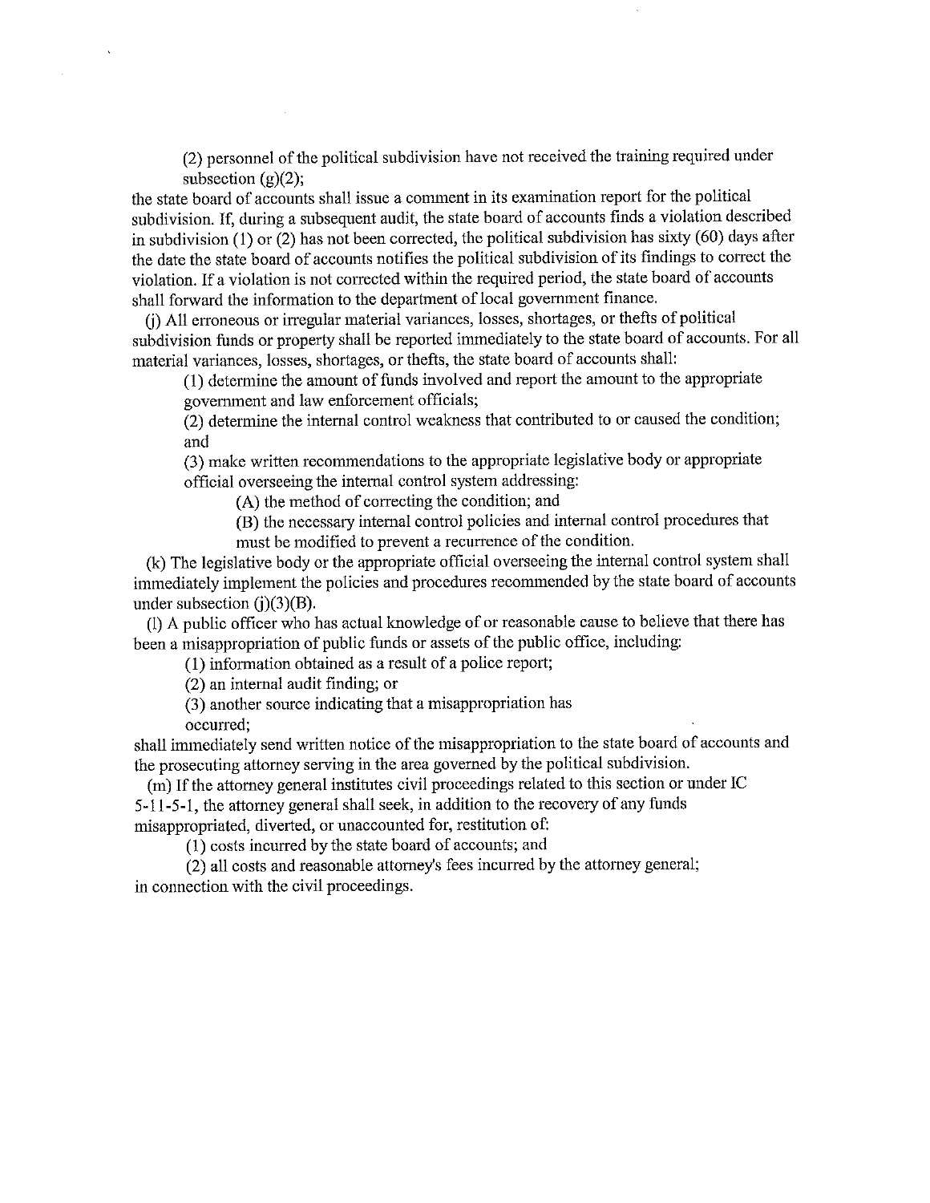(2) personnel of the political subdivision have not received the training required under subsection (g)(2);

the state board of accounts shall issue a comment in its examination report for the political subdivision. If, during a subsequent audit, the state board of accounts finds a violation described in subdivision (1) or (2) has not been corrected, the political subdivision has sixty (60) days after the date the state board of accounts notifies the political subdivision of its findings to correct the violation. If a violation is not corrected within the required period, the state board of accounts shall forward the information to the department of local government finance.

(j) All erroneous or irregular material variances, losses, shortages, or thefts of political subdivision funds or property shall be reported immediately to the state board of accounts. For all material variances, losses, shortages, or thefts, the state board of accounts shall:

(1) determine the amount of funds involved and report the amount to the appropriate government and law enforcement officials;

(2) determine the internal control weakness that contributed to or caused the condition; and

(3) make written recommendations to the appropriate legislative body or appropriate official overseeing the internal control system addressing:

(A) the method of correcting the condition; and

(B) the necessary internal control policies and internal control procedures that must be modified to prevent a recurrence of the condition.

(k) The legislative body or the appropriate official overseeing the internal control system shall immediately implement the policies and procedures recommended by the state board of accounts under subsection (j)(3)(B).

(l) A public officer who has actual knowledge of or reasonable cause to believe that there has been a misappropriation of public funds or assets of the public office, including:

(1) information obtained as a result of a police report;

(2) an internal audit finding; or

(3) another source indicating that a misappropriation has occurred;

shall immediately send written notice of the misappropriation to the state board of accounts and the prosecuting attorney serving in the area governed by the political subdivision.

(m) If the attorney general institutes civil proceedings related to this section or under IC 5-11-5-1, the attorney general shall seek, in addition to the recovery of any funds misappropriated, diverted, or unaccounted for, restitution of:

(1) costs incurred by the state board of accounts; and

(2) all costs and reasonable attorney's fees incurred by the attorney general;

in connection with the civil proceedings.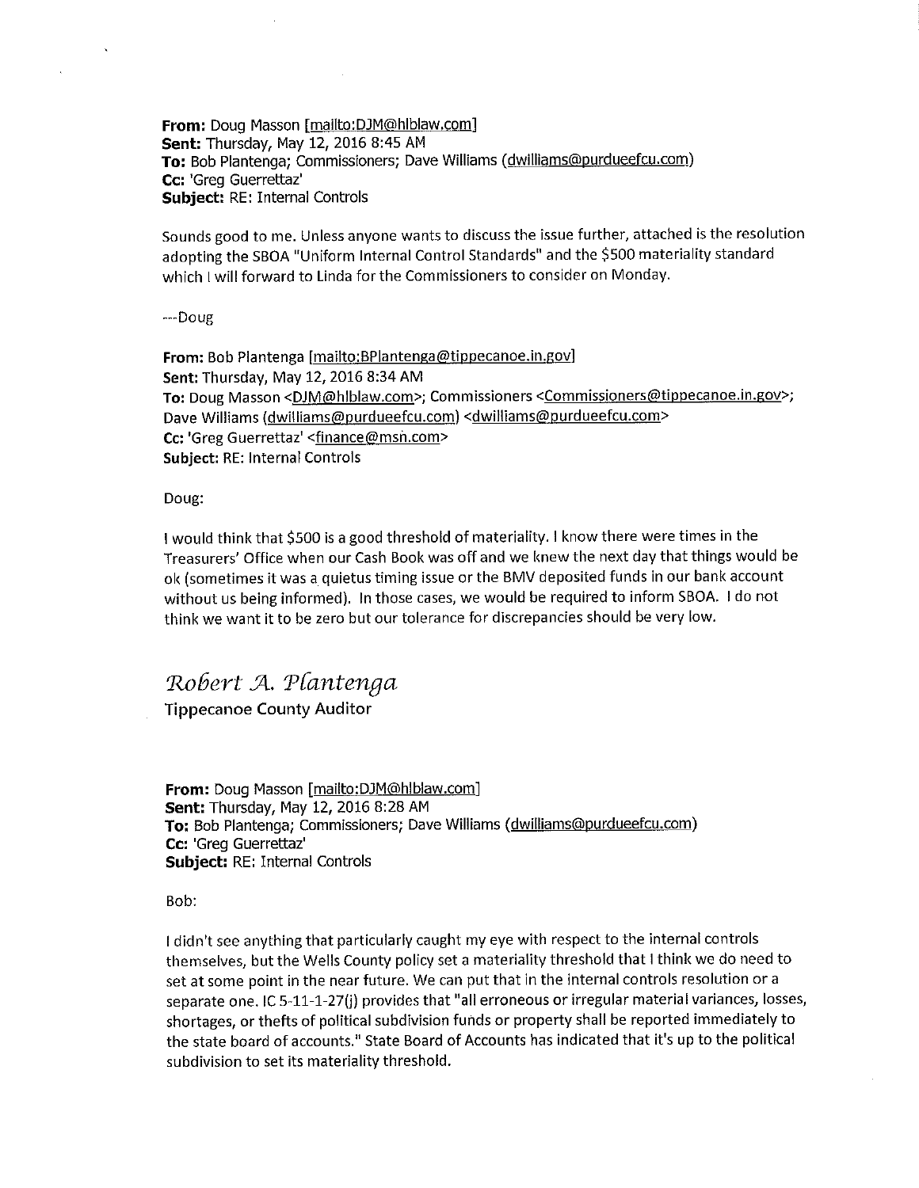**From:** Doug Masson [mailto:DJM@hlblaw.com]
**Sent:** Thursday, May 12, 2016 8:45 AM
**To:** Bob Plantenga; Commissioners; Dave Williams (dwilliams@purdueefcu.com)
**Cc:** 'Greg Guerrettaz'
**Subject:** RE: Internal Controls

Sounds good to me. Unless anyone wants to discuss the issue further, attached is the resolution adopting the SBOA "Uniform Internal Control Standards" and the $500 materiality standard which I will forward to Linda for the Commissioners to consider on Monday.

---Doug

**From:** Bob Plantenga [mailto:BPlantenga@tippecanoe.in.gov]
**Sent:** Thursday, May 12, 2016 8:34 AM
**To:** Doug Masson <DJM@hlblaw.com>; Commissioners <Commissioners@tippecanoe.in.gov>; Dave Williams (dwilliams@purdueefcu.com) <dwilliams@purdueefcu.com>
**Cc:** 'Greg Guerrettaz' <finance@msn.com>
**Subject:** RE: Internal Controls

Doug:

I would think that $500 is a good threshold of materiality. I know there were times in the Treasurers' Office when our Cash Book was off and we knew the next day that things would be ok (sometimes it was a quietus timing issue or the BMV deposited funds in our bank account without us being informed). In those cases, we would be required to inform SBOA. I do not think we want it to be zero but our tolerance for discrepancies should be very low.

*Robert A. Plantenga*
Tippecanoe County Auditor

**From:** Doug Masson [mailto:DJM@hlblaw.com]
**Sent:** Thursday, May 12, 2016 8:28 AM
**To:** Bob Plantenga; Commissioners; Dave Williams (dwilliams@purdueefcu.com)
**Cc:** 'Greg Guerrettaz'
**Subject:** RE: Internal Controls

Bob:

I didn't see anything that particularly caught my eye with respect to the internal controls themselves, but the Wells County policy set a materiality threshold that I think we do need to set at some point in the near future. We can put that in the internal controls resolution or a separate one. IC 5-11-1-27(j) provides that "all erroneous or irregular material variances, losses, shortages, or thefts of political subdivision funds or property shall be reported immediately to the state board of accounts." State Board of Accounts has indicated that it's up to the political subdivision to set its materiality threshold.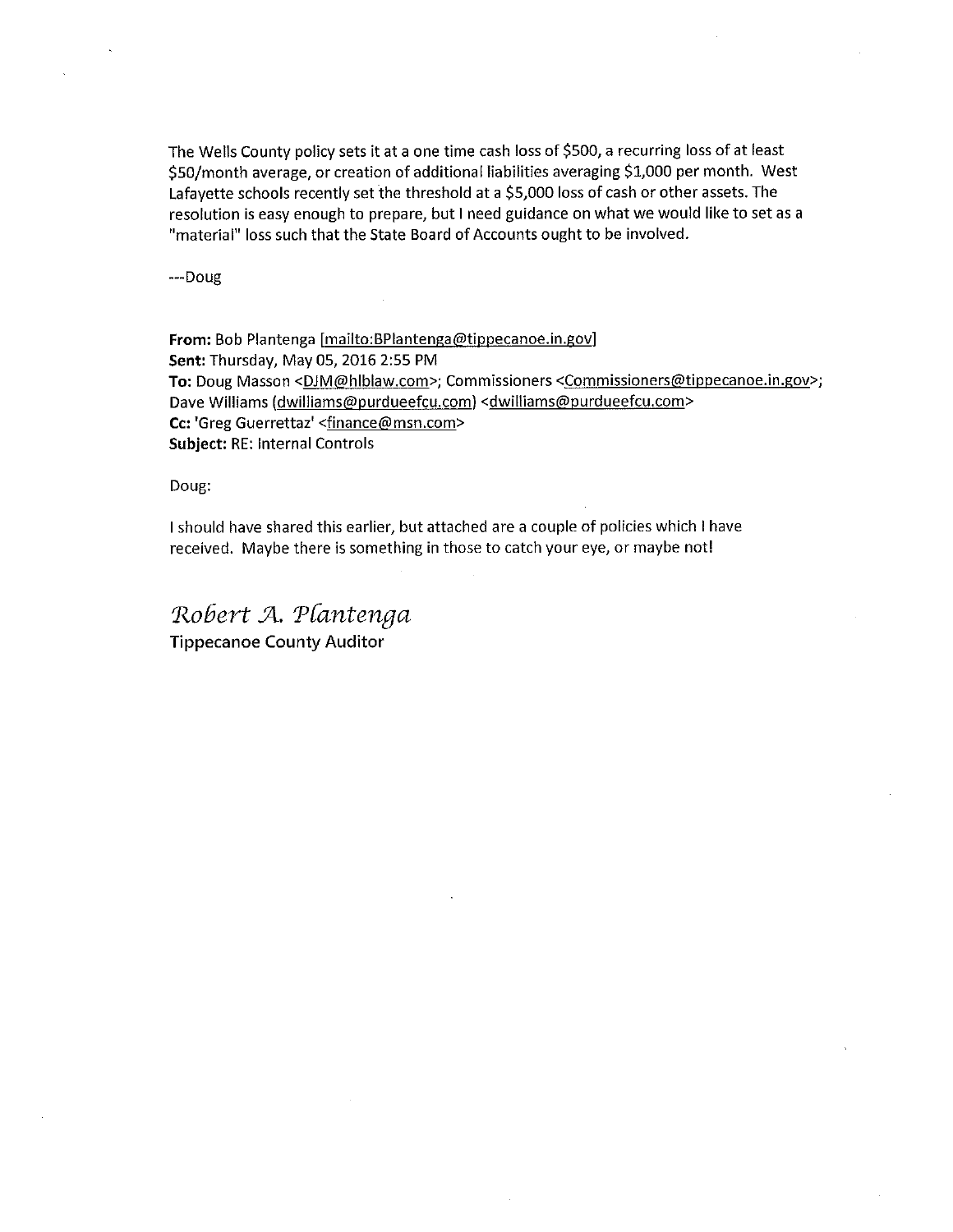The Wells County policy sets it at a one time cash loss of $500, a recurring loss of at least $50/month average, or creation of additional liabilities averaging $1,000 per month. West Lafayette schools recently set the threshold at a $5,000 loss of cash or other assets. The resolution is easy enough to prepare, but I need guidance on what we would like to set as a "material" loss such that the State Board of Accounts ought to be involved.

---Doug

**From:** Bob Plantenga [mailto:BPlantenga@tippecanoe.in.gov]
**Sent:** Thursday, May 05, 2016 2:55 PM
**To:** Doug Masson <DJM@hlblaw.com>; Commissioners <Commissioners@tippecanoe.in.gov>; Dave Williams (dwilliams@purdueefcu.com) <dwilliams@purdueefcu.com>
**Cc:** 'Greg Guerrettaz' <finance@msn.com>
**Subject:** RE: Internal Controls

Doug:

I should have shared this earlier, but attached are a couple of policies which I have received. Maybe there is something in those to catch your eye, or maybe not!

*Robert A. Plantenga*
**Tippecanoe County Auditor**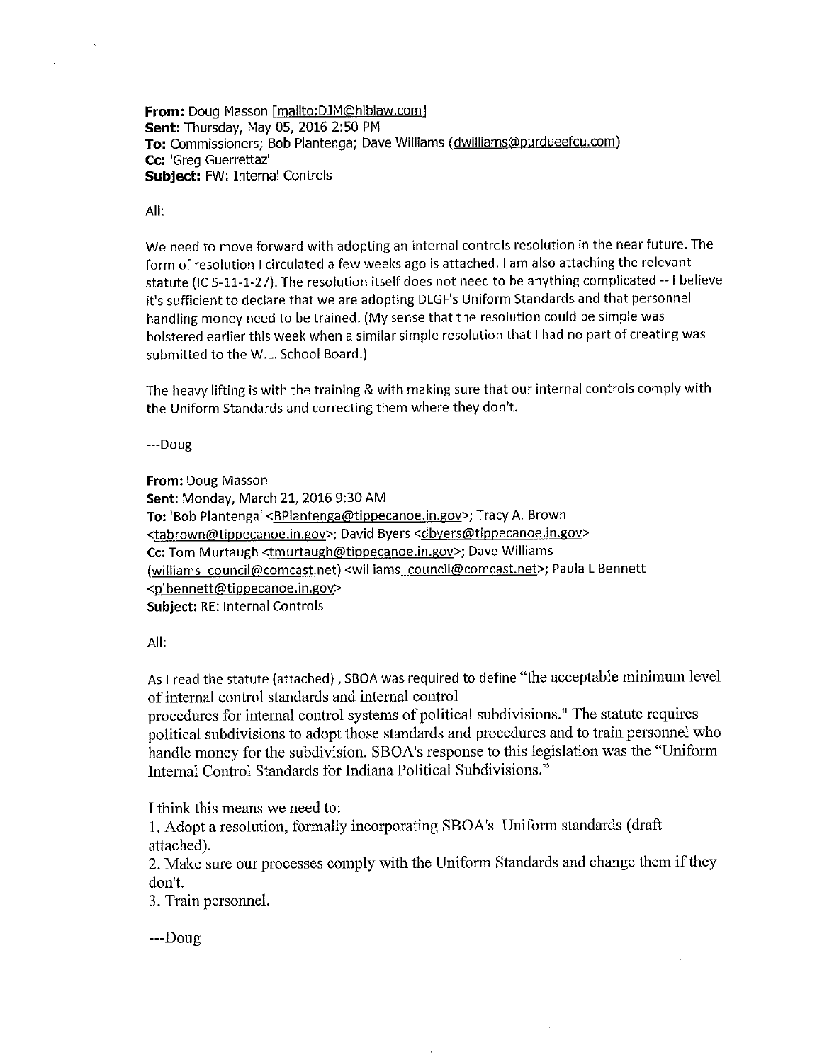**From:** Doug Masson [mailto:DJM@hlblaw.com]
**Sent:** Thursday, May 05, 2016 2:50 PM
**To:** Commissioners; Bob Plantenga; Dave Williams (dwilliams@purdueefcu.com)
**Cc:** 'Greg Guerrettaz'
**Subject:** FW: Internal Controls

All:

We need to move forward with adopting an internal controls resolution in the near future. The form of resolution I circulated a few weeks ago is attached. I am also attaching the relevant statute (IC 5-11-1-27). The resolution itself does not need to be anything complicated -- I believe it's sufficient to declare that we are adopting DLGF's Uniform Standards and that personnel handling money need to be trained. (My sense that the resolution could be simple was bolstered earlier this week when a similar simple resolution that I had no part of creating was submitted to the W.L. School Board.)

The heavy lifting is with the training & with making sure that our internal controls comply with the Uniform Standards and correcting them where they don't.

---Doug

**From:** Doug Masson
**Sent:** Monday, March 21, 2016 9:30 AM
**To:** 'Bob Plantenga' <BPlantenga@tippecanoe.in.gov>; Tracy A. Brown <tabrown@tippecanoe.in.gov>; David Byers <dbyers@tippecanoe.in.gov>
**Cc:** Tom Murtaugh <tmurtaugh@tippecanoe.in.gov>; Dave Williams (williams_council@comcast.net) <williams_council@comcast.net>; Paula L Bennett <plbennett@tippecanoe.in.gov>
**Subject:** RE: Internal Controls

All:

As I read the statute (attached), SBOA was required to define "the acceptable minimum level of internal control standards and internal control procedures for internal control systems of political subdivisions." The statute requires political subdivisions to adopt those standards and procedures and to train personnel who handle money for the subdivision. SBOA's response to this legislation was the "Uniform Internal Control Standards for Indiana Political Subdivisions."

I think this means we need to:

1. Adopt a resolution, formally incorporating SBOA's Uniform standards (draft attached).
2. Make sure our processes comply with the Uniform Standards and change them if they don't.
3. Train personnel.

---Doug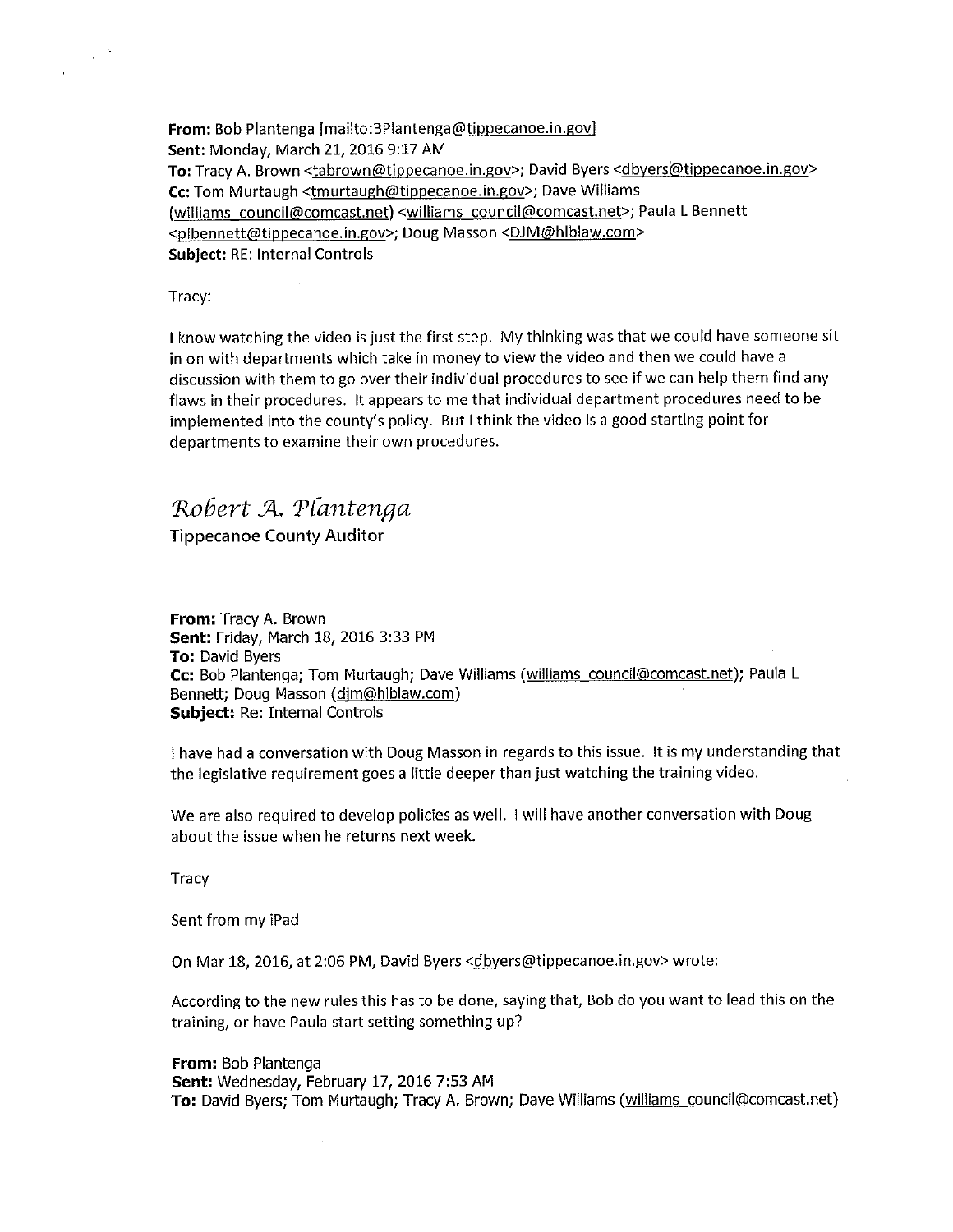**From:** Bob Plantenga [mailto:BPlantenga@tippecanoe.in.gov]
**Sent:** Monday, March 21, 2016 9:17 AM
**To:** Tracy A. Brown <tabrown@tippecanoe.in.gov>; David Byers <dbyers@tippecanoe.in.gov>
**Cc:** Tom Murtaugh <tmurtaugh@tippecanoe.in.gov>; Dave Williams (williams_council@comcast.net) <williams_council@comcast.net>; Paula L Bennett <plbennett@tippecanoe.in.gov>; Doug Masson <DJM@hlblaw.com>
**Subject:** RE: Internal Controls

Tracy:

I know watching the video is just the first step. My thinking was that we could have someone sit in on with departments which take in money to view the video and then we could have a discussion with them to go over their individual procedures to see if we can help them find any flaws in their procedures. It appears to me that individual department procedures need to be implemented into the county's policy. But I think the video is a good starting point for departments to examine their own procedures.

*Robert A. Plantenga*
Tippecanoe County Auditor

**From:** Tracy A. Brown
**Sent:** Friday, March 18, 2016 3:33 PM
**To:** David Byers
**Cc:** Bob Plantenga; Tom Murtaugh; Dave Williams (williams_council@comcast.net); Paula L Bennett; Doug Masson (djm@hlblaw.com)
**Subject:** Re: Internal Controls

I have had a conversation with Doug Masson in regards to this issue. It is my understanding that the legislative requirement goes a little deeper than just watching the training video.

We are also required to develop policies as well. I will have another conversation with Doug about the issue when he returns next week.

Tracy

Sent from my iPad

On Mar 18, 2016, at 2:06 PM, David Byers <dbyers@tippecanoe.in.gov> wrote:

According to the new rules this has to be done, saying that, Bob do you want to lead this on the training, or have Paula start setting something up?

**From:** Bob Plantenga
**Sent:** Wednesday, February 17, 2016 7:53 AM
**To:** David Byers; Tom Murtaugh; Tracy A. Brown; Dave Williams (williams_council@comcast.net)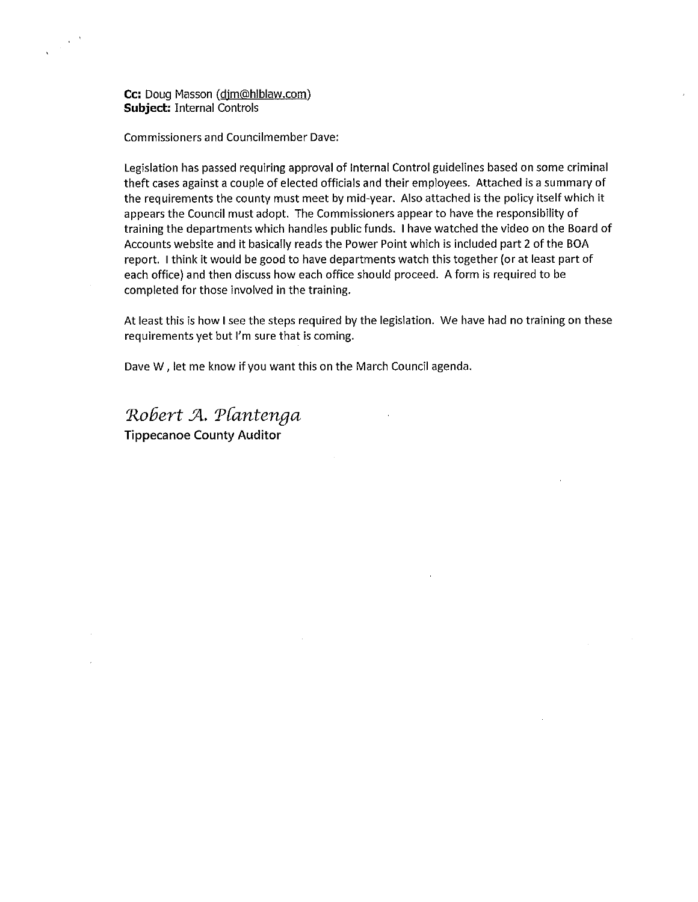**Cc:** Doug Masson (djm@hlblaw.com)
**Subject:** Internal Controls

Commissioners and Councilmember Dave:

Legislation has passed requiring approval of Internal Control guidelines based on some criminal theft cases against a couple of elected officials and their employees. Attached is a summary of the requirements the county must meet by mid-year. Also attached is the policy itself which it appears the Council must adopt. The Commissioners appear to have the responsibility of training the departments which handles public funds. I have watched the video on the Board of Accounts website and it basically reads the Power Point which is included part 2 of the BOA report. I think it would be good to have departments watch this together (or at least part of each office) and then discuss how each office should proceed. A form is required to be completed for those involved in the training.

At least this is how I see the steps required by the legislation. We have had no training on these requirements yet but I'm sure that is coming.

Dave W , let me know if you want this on the March Council agenda.

*Robert A. Plantenga*
**Tippecanoe County Auditor**